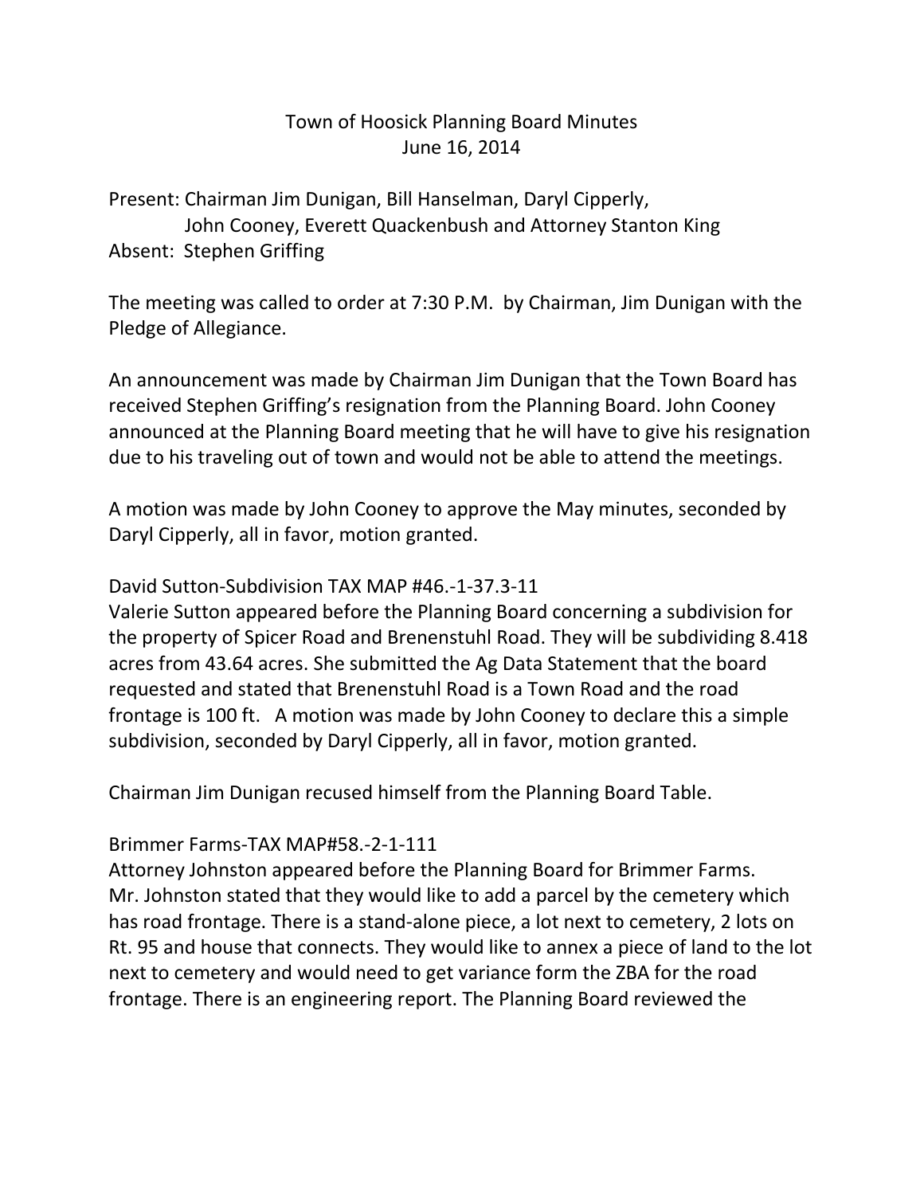# Town of Hoosick Planning Board Minutes

June 16, 2014

Present: Chairman Jim Dunigan, Bill Hanselman, Daryl Cipperly, John Cooney, Everett Quackenbush and Attorney Stanton King
Absent: Stephen Griffing

The meeting was called to order at 7:30 P.M. by Chairman, Jim Dunigan with the Pledge of Allegiance.

An announcement was made by Chairman Jim Dunigan that the Town Board has received Stephen Griffing's resignation from the Planning Board. John Cooney announced at the Planning Board meeting that he will have to give his resignation due to his traveling out of town and would not be able to attend the meetings.

A motion was made by John Cooney to approve the May minutes, seconded by Daryl Cipperly, all in favor, motion granted.

David Sutton-Subdivision TAX MAP #46.-1-37.3-11
Valerie Sutton appeared before the Planning Board concerning a subdivision for the property of Spicer Road and Brenenstuhl Road. They will be subdividing 8.418 acres from 43.64 acres. She submitted the Ag Data Statement that the board requested and stated that Brenenstuhl Road is a Town Road and the road frontage is 100 ft. A motion was made by John Cooney to declare this a simple subdivision, seconded by Daryl Cipperly, all in favor, motion granted.

Chairman Jim Dunigan recused himself from the Planning Board Table.

Brimmer Farms-TAX MAP#58.-2-1-111
Attorney Johnston appeared before the Planning Board for Brimmer Farms. Mr. Johnston stated that they would like to add a parcel by the cemetery which has road frontage. There is a stand-alone piece, a lot next to cemetery, 2 lots on Rt. 95 and house that connects. They would like to annex a piece of land to the lot next to cemetery and would need to get variance form the ZBA for the road frontage. There is an engineering report. The Planning Board reviewed the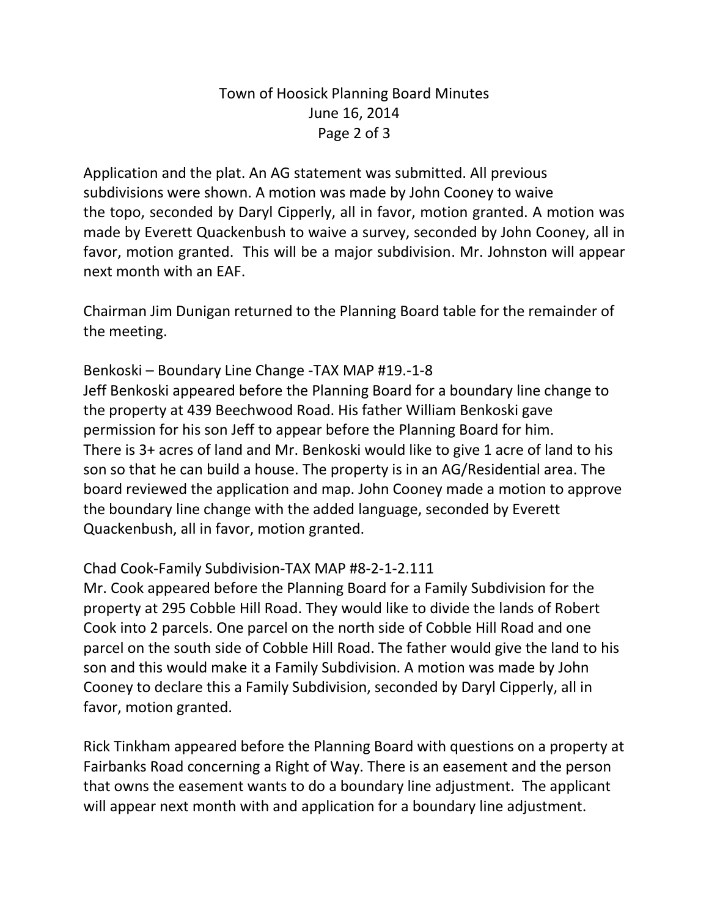Application and the plat. An AG statement was submitted. All previous subdivisions were shown. A motion was made by John Cooney to waive the topo, seconded by Daryl Cipperly, all in favor, motion granted. A motion was made by Everett Quackenbush to waive a survey, seconded by John Cooney, all in favor, motion granted. This will be a major subdivision. Mr. Johnston will appear next month with an EAF.

Chairman Jim Dunigan returned to the Planning Board table for the remainder of the meeting.

Benkoski – Boundary Line Change -TAX MAP #19.-1-8

Jeff Benkoski appeared before the Planning Board for a boundary line change to the property at 439 Beechwood Road. His father William Benkoski gave permission for his son Jeff to appear before the Planning Board for him. There is 3+ acres of land and Mr. Benkoski would like to give 1 acre of land to his son so that he can build a house. The property is in an AG/Residential area. The board reviewed the application and map. John Cooney made a motion to approve the boundary line change with the added language, seconded by Everett Quackenbush, all in favor, motion granted.

Chad Cook-Family Subdivision-TAX MAP #8-2-1-2.111

Mr. Cook appeared before the Planning Board for a Family Subdivision for the property at 295 Cobble Hill Road. They would like to divide the lands of Robert Cook into 2 parcels. One parcel on the north side of Cobble Hill Road and one parcel on the south side of Cobble Hill Road. The father would give the land to his son and this would make it a Family Subdivision. A motion was made by John Cooney to declare this a Family Subdivision, seconded by Daryl Cipperly, all in favor, motion granted.

Rick Tinkham appeared before the Planning Board with questions on a property at Fairbanks Road concerning a Right of Way. There is an easement and the person that owns the easement wants to do a boundary line adjustment. The applicant will appear next month with and application for a boundary line adjustment.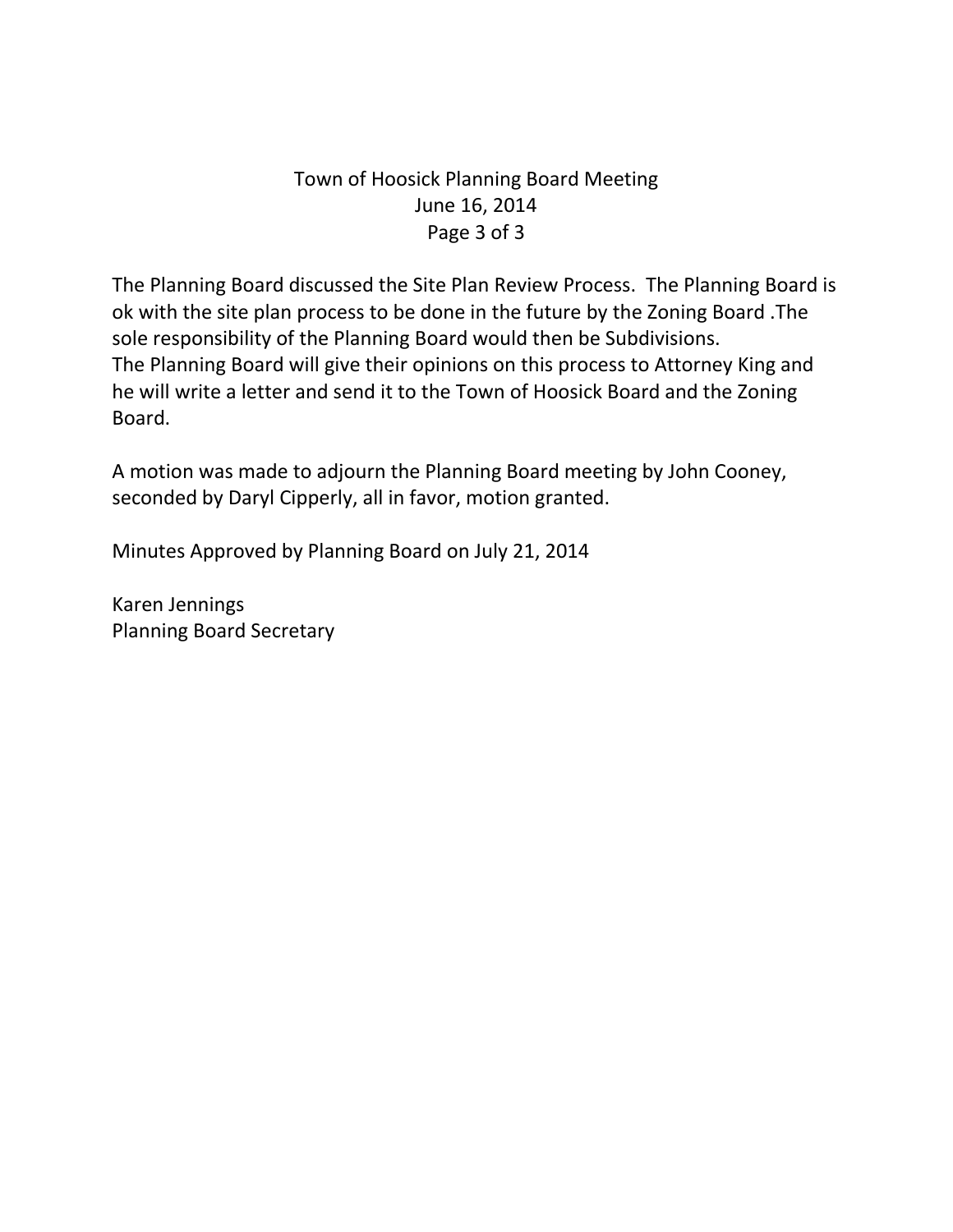The Planning Board discussed the Site Plan Review Process. The Planning Board is ok with the site plan process to be done in the future by the Zoning Board .The sole responsibility of the Planning Board would then be Subdivisions.
The Planning Board will give their opinions on this process to Attorney King and he will write a letter and send it to the Town of Hoosick Board and the Zoning Board.

A motion was made to adjourn the Planning Board meeting by John Cooney, seconded by Daryl Cipperly, all in favor, motion granted.

Minutes Approved by Planning Board on July 21, 2014

Karen Jennings
Planning Board Secretary